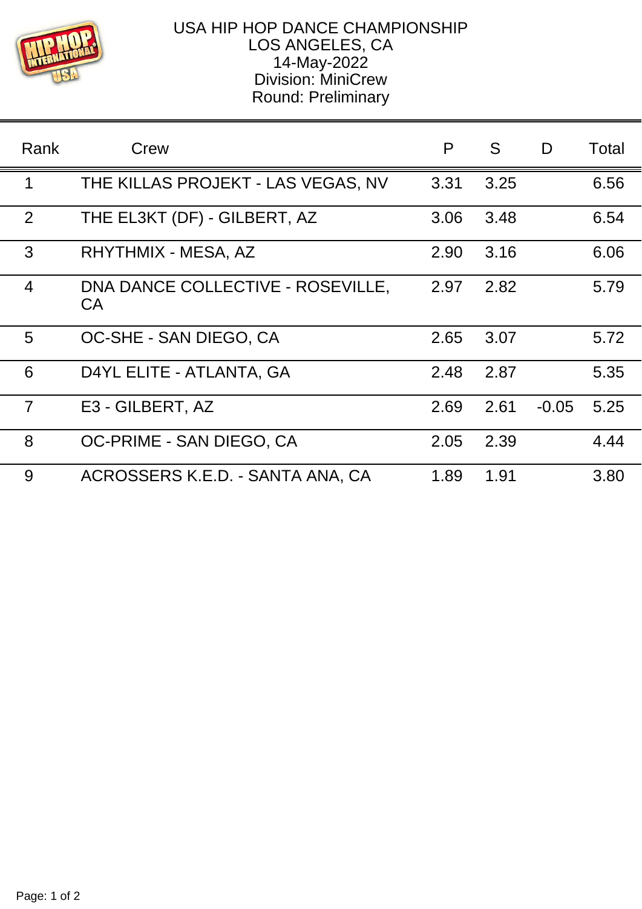# USA HIP HOP DANCE CHAMPIONSHIP

LOS ANGELES, CA
14-May-2022
Division: MiniCrew
Round: Preliminary

| Rank | Crew | P | S | D | Total |
|---|---|---|---|---|---|
| 1 | THE KILLAS PROJEKT - LAS VEGAS, NV | 3.31 | 3.25 | | 6.56 |
| 2 | THE EL3KT (DF) - GILBERT, AZ | 3.06 | 3.48 | | 6.54 |
| 3 | RHYTHMIX - MESA, AZ | 2.90 | 3.16 | | 6.06 |
| 4 | DNA DANCE COLLECTIVE - ROSEVILLE, CA | 2.97 | 2.82 | | 5.79 |
| 5 | OC-SHE - SAN DIEGO, CA | 2.65 | 3.07 | | 5.72 |
| 6 | D4YL ELITE - ATLANTA, GA | 2.48 | 2.87 | | 5.35 |
| 7 | E3 - GILBERT, AZ | 2.69 | 2.61 | -0.05 | 5.25 |
| 8 | OC-PRIME - SAN DIEGO, CA | 2.05 | 2.39 | | 4.44 |
| 9 | ACROSSERS K.E.D. - SANTA ANA, CA | 1.89 | 1.91 | | 3.80 |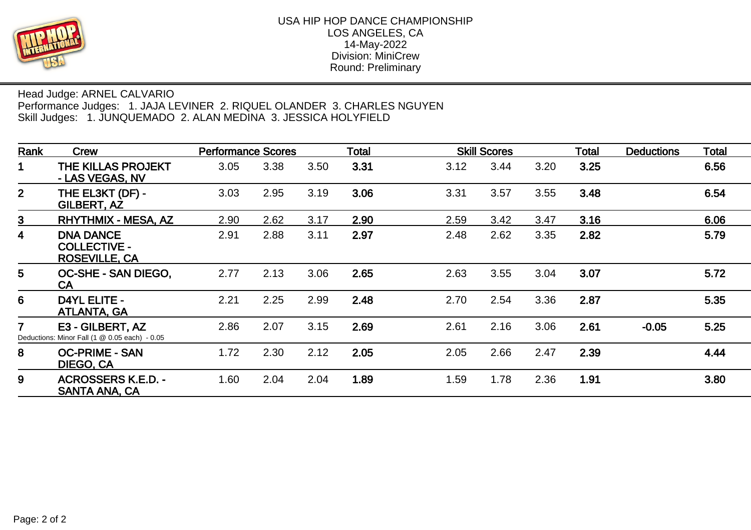USA HIP HOP DANCE CHAMPIONSHIP
LOS ANGELES, CA
14-May-2022
Division: MiniCrew
Round: Preliminary

Head Judge: ARNEL CALVARIO
Performance Judges: 1. JAJA LEVINER 2. RIQUEL OLANDER 3. CHARLES NGUYEN
Skill Judges: 1. JUNQUEMADO 2. ALAN MEDINA 3. JESSICA HOLYFIELD

| Rank | Crew | Performance Scores | | | Total | Skill Scores | | | Total | Deductions | Total |
|---|---|---|---|---|---|---|---|---|---|---|---|
| 1 | THE KILLAS PROJEKT - LAS VEGAS, NV | 3.05 | 3.38 | 3.50 | **3.31** | 3.12 | 3.44 | 3.20 | **3.25** | | **6.56** |
| 2 | THE EL3KT (DF) - GILBERT, AZ | 3.03 | 2.95 | 3.19 | **3.06** | 3.31 | 3.57 | 3.55 | **3.48** | | **6.54** |
| 3 | RHYTHMIX - MESA, AZ | 2.90 | 2.62 | 3.17 | **2.90** | 2.59 | 3.42 | 3.47 | **3.16** | | **6.06** |
| 4 | DNA DANCE COLLECTIVE - ROSEVILLE, CA | 2.91 | 2.88 | 3.11 | **2.97** | 2.48 | 2.62 | 3.35 | **2.82** | | **5.79** |
| 5 | OC-SHE - SAN DIEGO, CA | 2.77 | 2.13 | 3.06 | **2.65** | 2.63 | 3.55 | 3.04 | **3.07** | | **5.72** |
| 6 | D4YL ELITE - ATLANTA, GA | 2.21 | 2.25 | 2.99 | **2.48** | 2.70 | 2.54 | 3.36 | **2.87** | | **5.35** |
| 7 | E3 - GILBERT, AZ<br>Deductions: Minor Fall (1 @ 0.05 each) - 0.05 | 2.86 | 2.07 | 3.15 | **2.69** | 2.61 | 2.16 | 3.06 | **2.61** | **-0.05** | **5.25** |
| 8 | OC-PRIME - SAN DIEGO, CA | 1.72 | 2.30 | 2.12 | **2.05** | 2.05 | 2.66 | 2.47 | **2.39** | | **4.44** |
| 9 | ACROSSERS K.E.D. - SANTA ANA, CA | 1.60 | 2.04 | 2.04 | **1.89** | 1.59 | 1.78 | 2.36 | **1.91** | | **3.80** |